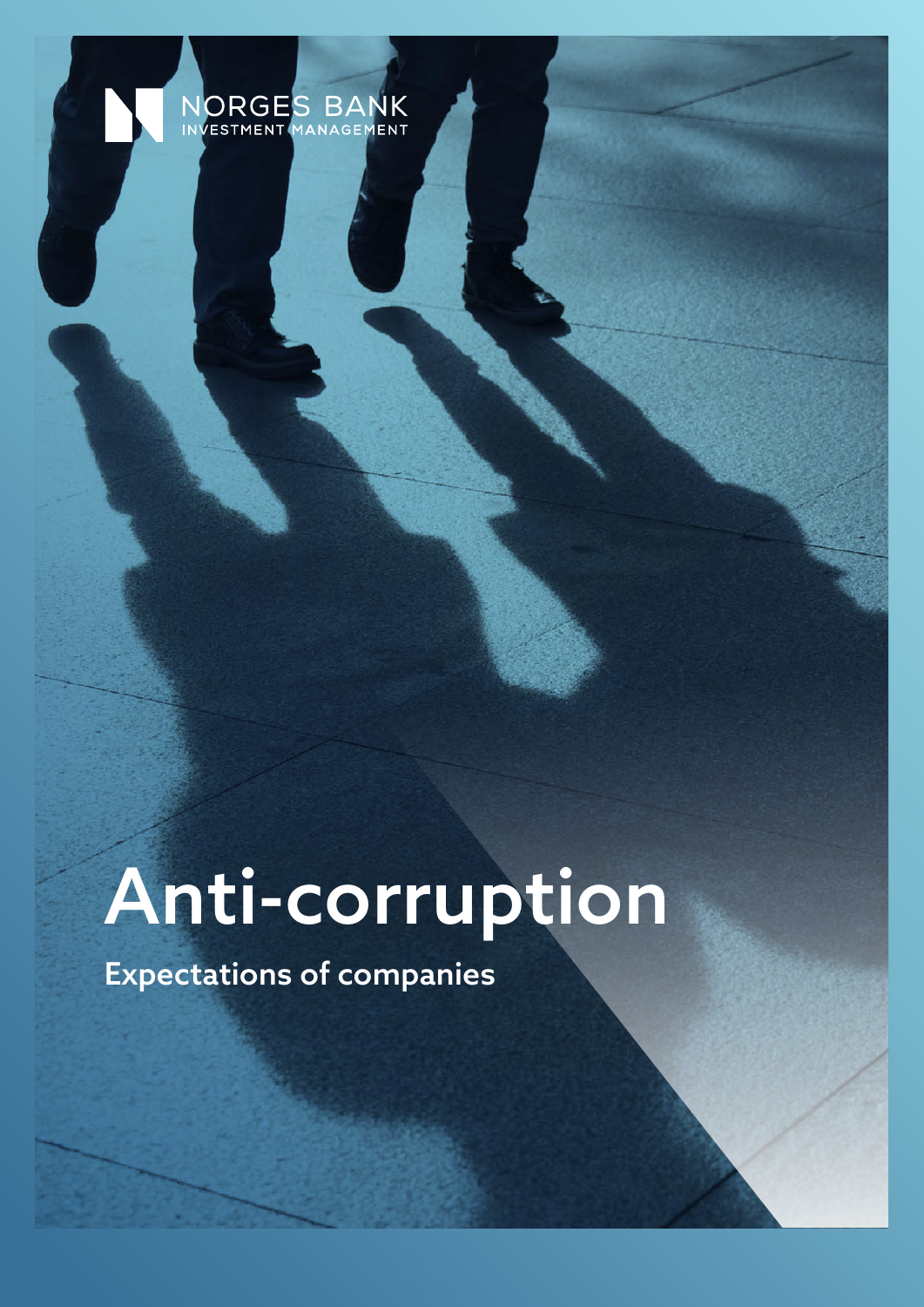NORGES BANK
INVESTMENT MANAGEMENT

# Anti-corruption

## Expectations of companies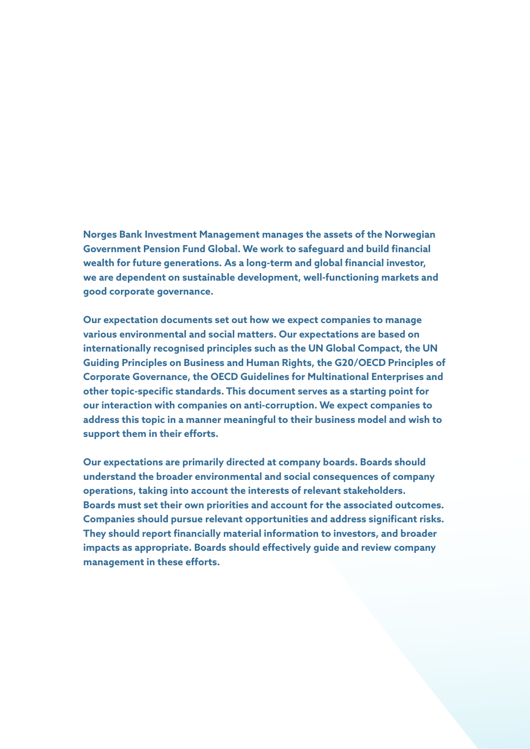**Norges Bank Investment Management manages the assets of the Norwegian Government Pension Fund Global. We work to safeguard and build financial wealth for future generations. As a long-term and global financial investor, we are dependent on sustainable development, well-functioning markets and good corporate governance.**

**Our expectation documents set out how we expect companies to manage various environmental and social matters. Our expectations are based on internationally recognised principles such as the UN Global Compact, the UN Guiding Principles on Business and Human Rights, the G20/OECD Principles of Corporate Governance, the OECD Guidelines for Multinational Enterprises and other topic-specific standards. This document serves as a starting point for our interaction with companies on anti-corruption. We expect companies to address this topic in a manner meaningful to their business model and wish to support them in their efforts.**

**Our expectations are primarily directed at company boards. Boards should understand the broader environmental and social consequences of company operations, taking into account the interests of relevant stakeholders. Boards must set their own priorities and account for the associated outcomes. Companies should pursue relevant opportunities and address significant risks. They should report financially material information to investors, and broader impacts as appropriate. Boards should effectively guide and review company management in these efforts.**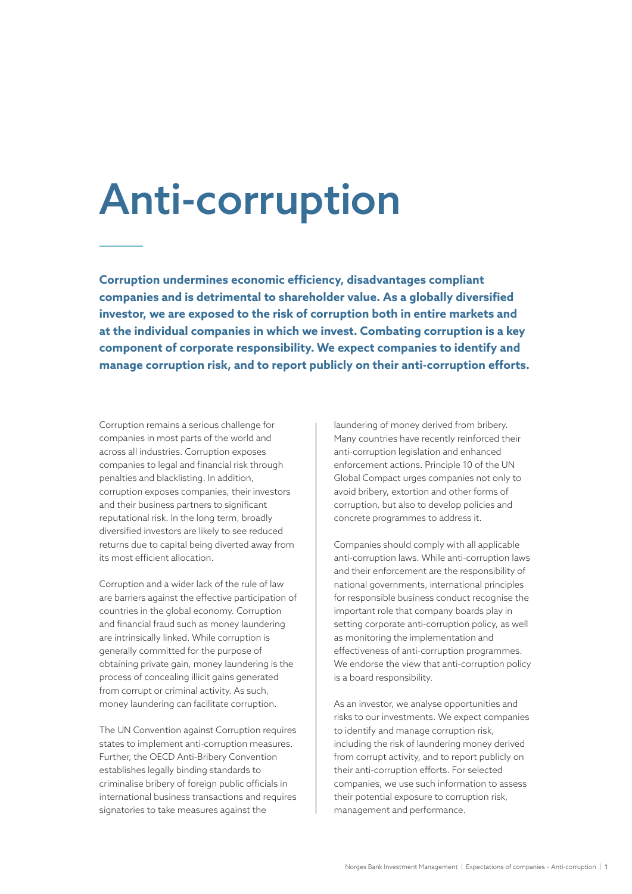# Anti-corruption

**Corruption undermines economic efficiency, disadvantages compliant companies and is detrimental to shareholder value. As a globally diversified investor, we are exposed to the risk of corruption both in entire markets and at the individual companies in which we invest. Combating corruption is a key component of corporate responsibility. We expect companies to identify and manage corruption risk, and to report publicly on their anti-corruption efforts.**

Corruption remains a serious challenge for companies in most parts of the world and across all industries. Corruption exposes companies to legal and financial risk through penalties and blacklisting. In addition, corruption exposes companies, their investors and their business partners to significant reputational risk. In the long term, broadly diversified investors are likely to see reduced returns due to capital being diverted away from its most efficient allocation.

Corruption and a wider lack of the rule of law are barriers against the effective participation of countries in the global economy. Corruption and financial fraud such as money laundering are intrinsically linked. While corruption is generally committed for the purpose of obtaining private gain, money laundering is the process of concealing illicit gains generated from corrupt or criminal activity. As such, money laundering can facilitate corruption.

The UN Convention against Corruption requires states to implement anti-corruption measures. Further, the OECD Anti-Bribery Convention establishes legally binding standards to criminalise bribery of foreign public officials in international business transactions and requires signatories to take measures against the laundering of money derived from bribery. Many countries have recently reinforced their anti-corruption legislation and enhanced enforcement actions. Principle 10 of the UN Global Compact urges companies not only to avoid bribery, extortion and other forms of corruption, but also to develop policies and concrete programmes to address it.

Companies should comply with all applicable anti-corruption laws. While anti-corruption laws and their enforcement are the responsibility of national governments, international principles for responsible business conduct recognise the important role that company boards play in setting corporate anti-corruption policy, as well as monitoring the implementation and effectiveness of anti-corruption programmes. We endorse the view that anti-corruption policy is a board responsibility.

As an investor, we analyse opportunities and risks to our investments. We expect companies to identify and manage corruption risk, including the risk of laundering money derived from corrupt activity, and to report publicly on their anti-corruption efforts. For selected companies, we use such information to assess their potential exposure to corruption risk, management and performance.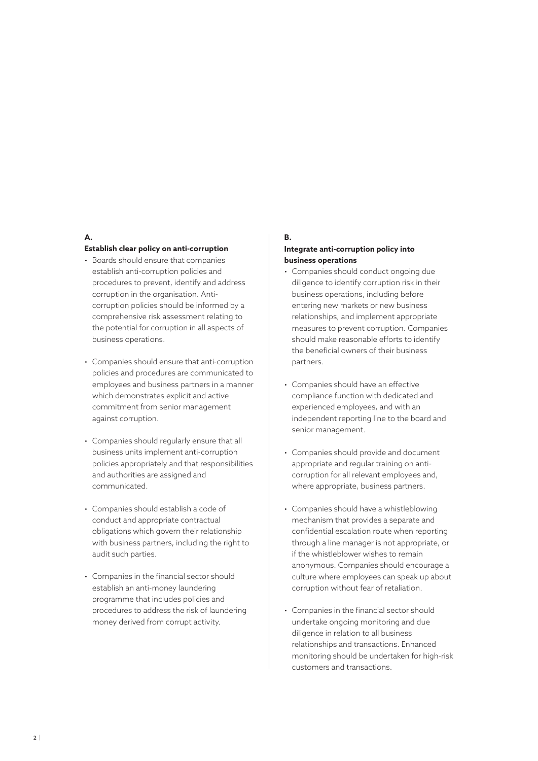### A.

**Establish clear policy on anti-corruption**

- Boards should ensure that companies establish anti-corruption policies and procedures to prevent, identify and address corruption in the organisation. Anti-corruption policies should be informed by a comprehensive risk assessment relating to the potential for corruption in all aspects of business operations.
- Companies should ensure that anti-corruption policies and procedures are communicated to employees and business partners in a manner which demonstrates explicit and active commitment from senior management against corruption.
- Companies should regularly ensure that all business units implement anti-corruption policies appropriately and that responsibilities and authorities are assigned and communicated.
- Companies should establish a code of conduct and appropriate contractual obligations which govern their relationship with business partners, including the right to audit such parties.
- Companies in the financial sector should establish an anti-money laundering programme that includes policies and procedures to address the risk of laundering money derived from corrupt activity.

### B.

**Integrate anti-corruption policy into business operations**

- Companies should conduct ongoing due diligence to identify corruption risk in their business operations, including before entering new markets or new business relationships, and implement appropriate measures to prevent corruption. Companies should make reasonable efforts to identify the beneficial owners of their business partners.
- Companies should have an effective compliance function with dedicated and experienced employees, and with an independent reporting line to the board and senior management.
- Companies should provide and document appropriate and regular training on anti-corruption for all relevant employees and, where appropriate, business partners.
- Companies should have a whistleblowing mechanism that provides a separate and confidential escalation route when reporting through a line manager is not appropriate, or if the whistleblower wishes to remain anonymous. Companies should encourage a culture where employees can speak up about corruption without fear of retaliation.
- Companies in the financial sector should undertake ongoing monitoring and due diligence in relation to all business relationships and transactions. Enhanced monitoring should be undertaken for high-risk customers and transactions.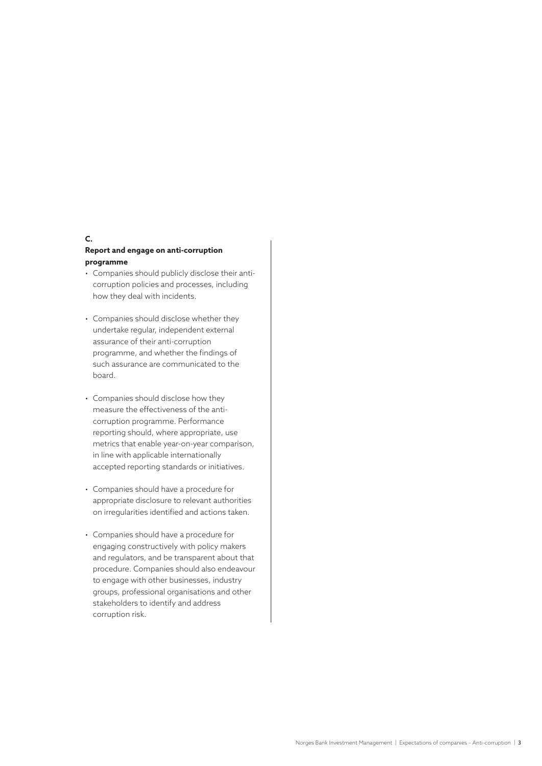## C.

### Report and engage on anti-corruption programme

- Companies should publicly disclose their anti-corruption policies and processes, including how they deal with incidents.
- Companies should disclose whether they undertake regular, independent external assurance of their anti-corruption programme, and whether the findings of such assurance are communicated to the board.
- Companies should disclose how they measure the effectiveness of the anti-corruption programme. Performance reporting should, where appropriate, use metrics that enable year-on-year comparison, in line with applicable internationally accepted reporting standards or initiatives.
- Companies should have a procedure for appropriate disclosure to relevant authorities on irregularities identified and actions taken.
- Companies should have a procedure for engaging constructively with policy makers and regulators, and be transparent about that procedure. Companies should also endeavour to engage with other businesses, industry groups, professional organisations and other stakeholders to identify and address corruption risk.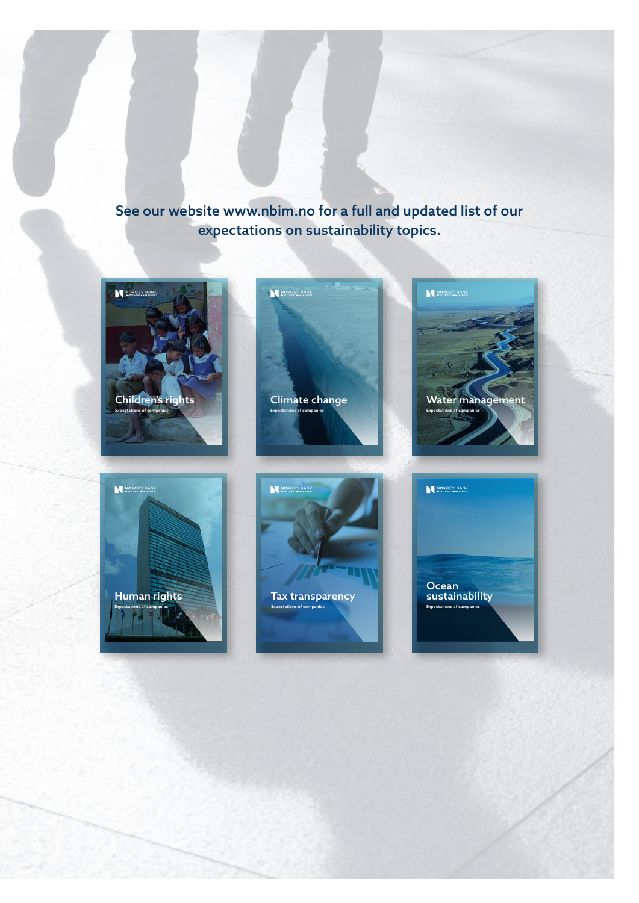See our website www.nbim.no for a full and updated list of our expectations on sustainability topics.

NORGES BANK INVESTMENT MANAGEMENT

Children's rights
Expectations of companies

NORGES BANK INVESTMENT MANAGEMENT

Climate change
Expectations of companies

NORGES BANK INVESTMENT MANAGEMENT

Water management
Expectations of companies

NORGES BANK INVESTMENT MANAGEMENT

Human rights
Expectations of companies

NORGES BANK INVESTMENT MANAGEMENT

Tax transparency
Expectations of companies

NORGES BANK INVESTMENT MANAGEMENT

Ocean sustainability
Expectations of companies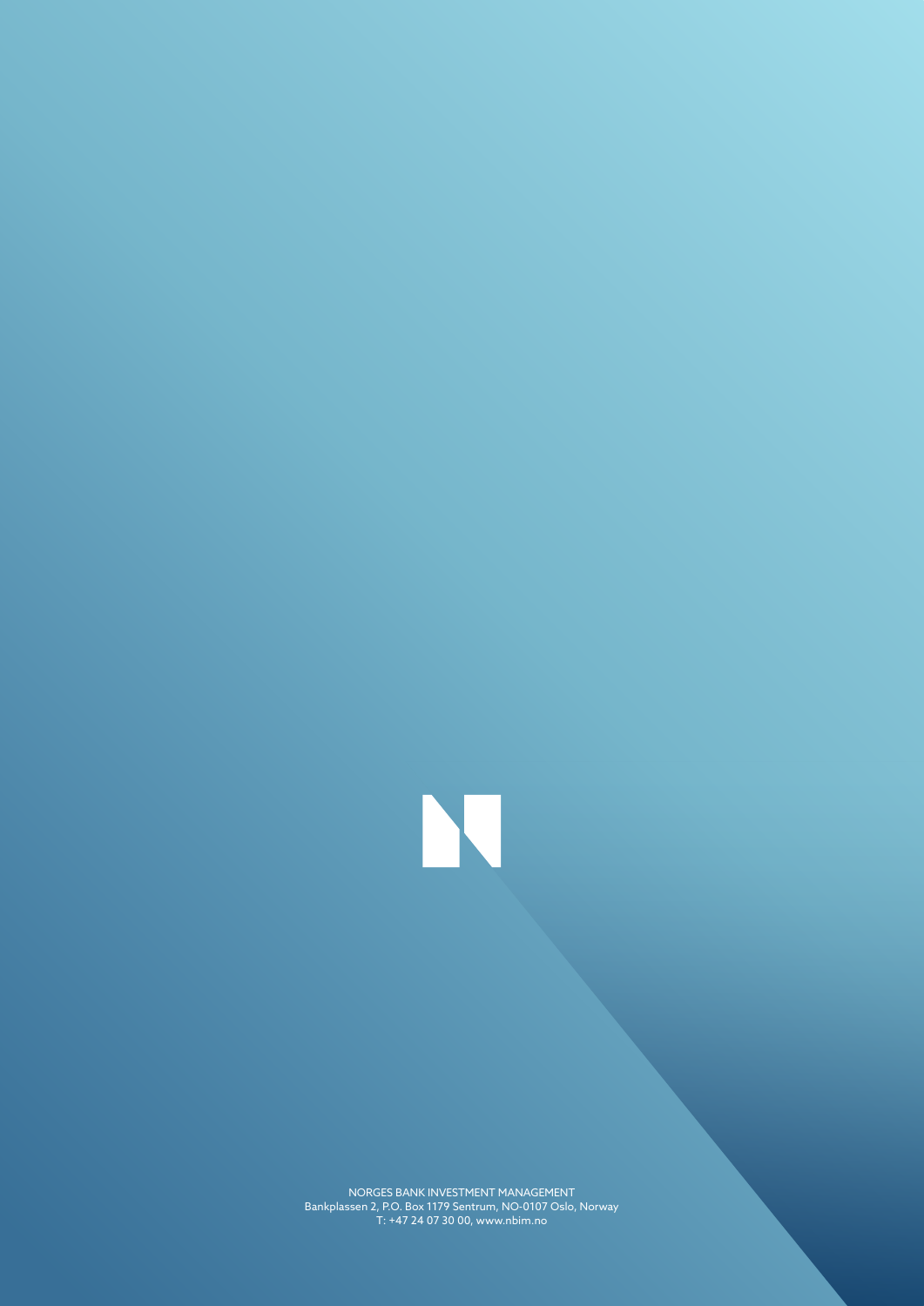NORGES BANK INVESTMENT MANAGEMENT
Bankplassen 2, P.O. Box 1179 Sentrum, NO-0107 Oslo, Norway
T: +47 24 07 30 00, www.nbim.no